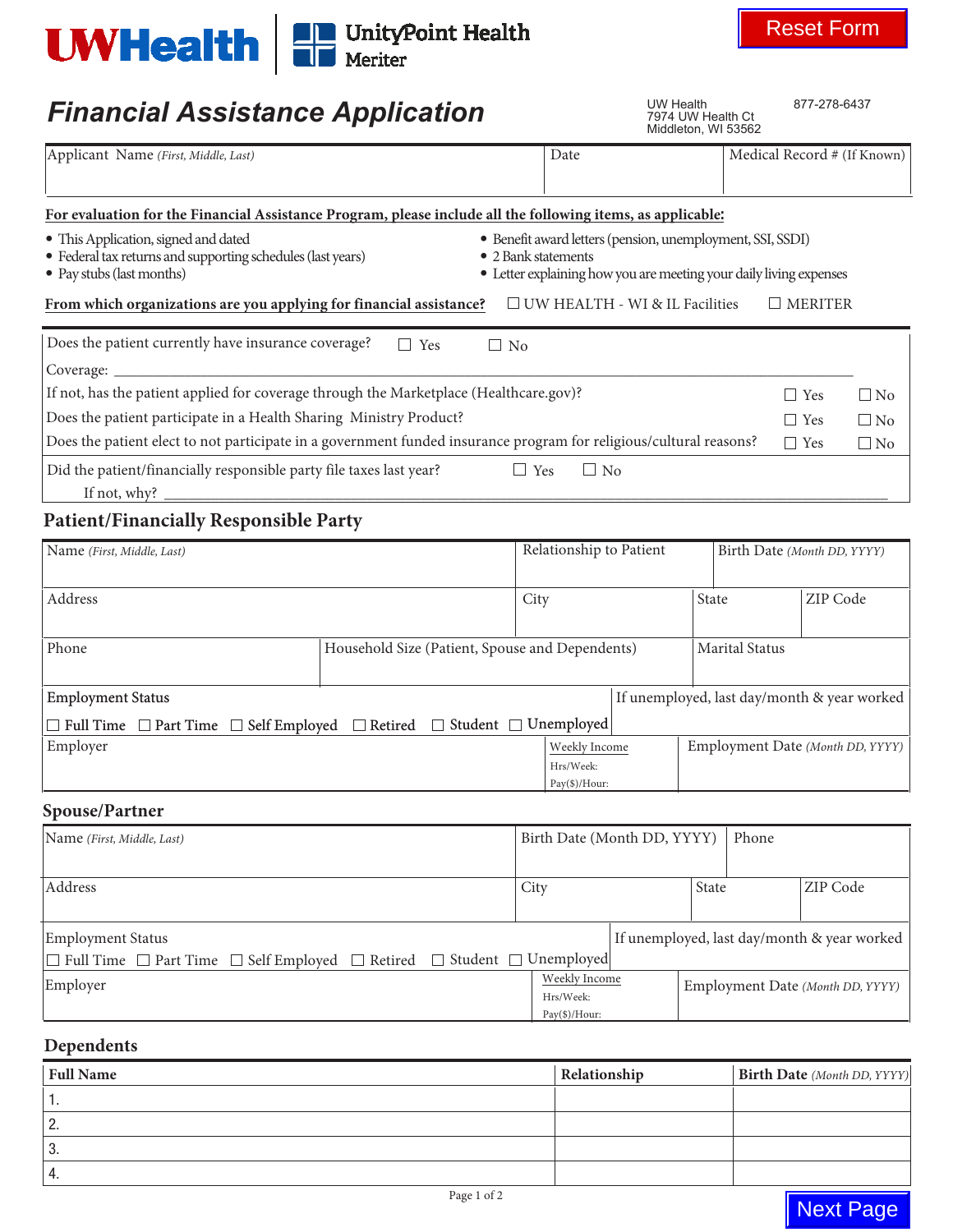UW Health | UnityPoint Health Meriter

Reset Form

# Financial Assistance Application

UW Health
7974 UW Health Ct
Middleton, WI 53562

877-278-6437

| Applicant Name *(First, Middle, Last)* | Date | Medical Record # (If Known) |
|---|---|---|
| | | |

**For evaluation for the Financial Assistance Program, please include all the following items, as applicable:**

- This Application, signed and dated
- Federal tax returns and supporting schedules (last years)
- Pay stubs (last months)
- Benefit award letters (pension, unemployment, SSI, SSDI)
- 2 Bank statements
- Letter explaining how you are meeting your daily living expenses

**From which organizations are you applying for financial assistance?** ☐ UW HEALTH - WI & IL Facilities ☐ MERITER

Does the patient currently have insurance coverage? ☐ Yes ☐ No

Coverage: ______________________________

If not, has the patient applied for coverage through the Marketplace (Healthcare.gov)? ☐ Yes ☐ No

Does the patient participate in a Health Sharing Ministry Product? ☐ Yes ☐ No

Does the patient elect to not participate in a government funded insurance program for religious/cultural reasons? ☐ Yes ☐ No

Did the patient/financially responsible party file taxes last year? ☐ Yes ☐ No

If not, why? ______________________________

## Patient/Financially Responsible Party

| Name *(First, Middle, Last)* | Relationship to Patient | Birth Date *(Month DD, YYYY)* | |
|---|---|---|---|
| Address | City | State | ZIP Code |
| Phone | Household Size (Patient, Spouse and Dependents) | Marital Status | |
| Employment Status ☐ Full Time ☐ Part Time ☐ Self Employed ☐ Retired ☐ Student ☐ Unemployed | If unemployed, last day/month & year worked | | |
| Employer | Weekly Income Hrs/Week: Pay($)/Hour: | Employment Date *(Month DD, YYYY)* | |

## Spouse/Partner

| Name *(First, Middle, Last)* | Birth Date (Month DD, YYYY) | Phone | |
|---|---|---|---|
| Address | City | State | ZIP Code |
| Employment Status ☐ Full Time ☐ Part Time ☐ Self Employed ☐ Retired ☐ Student ☐ Unemployed | If unemployed, last day/month & year worked | | |
| Employer | Weekly Income Hrs/Week: Pay($)/Hour: | Employment Date *(Month DD, YYYY)* | |

## Dependents

| Full Name | Relationship | Birth Date *(Month DD, YYYY)* |
|---|---|---|
| 1. | | |
| 2. | | |
| 3. | | |
| 4. | | |

Next Page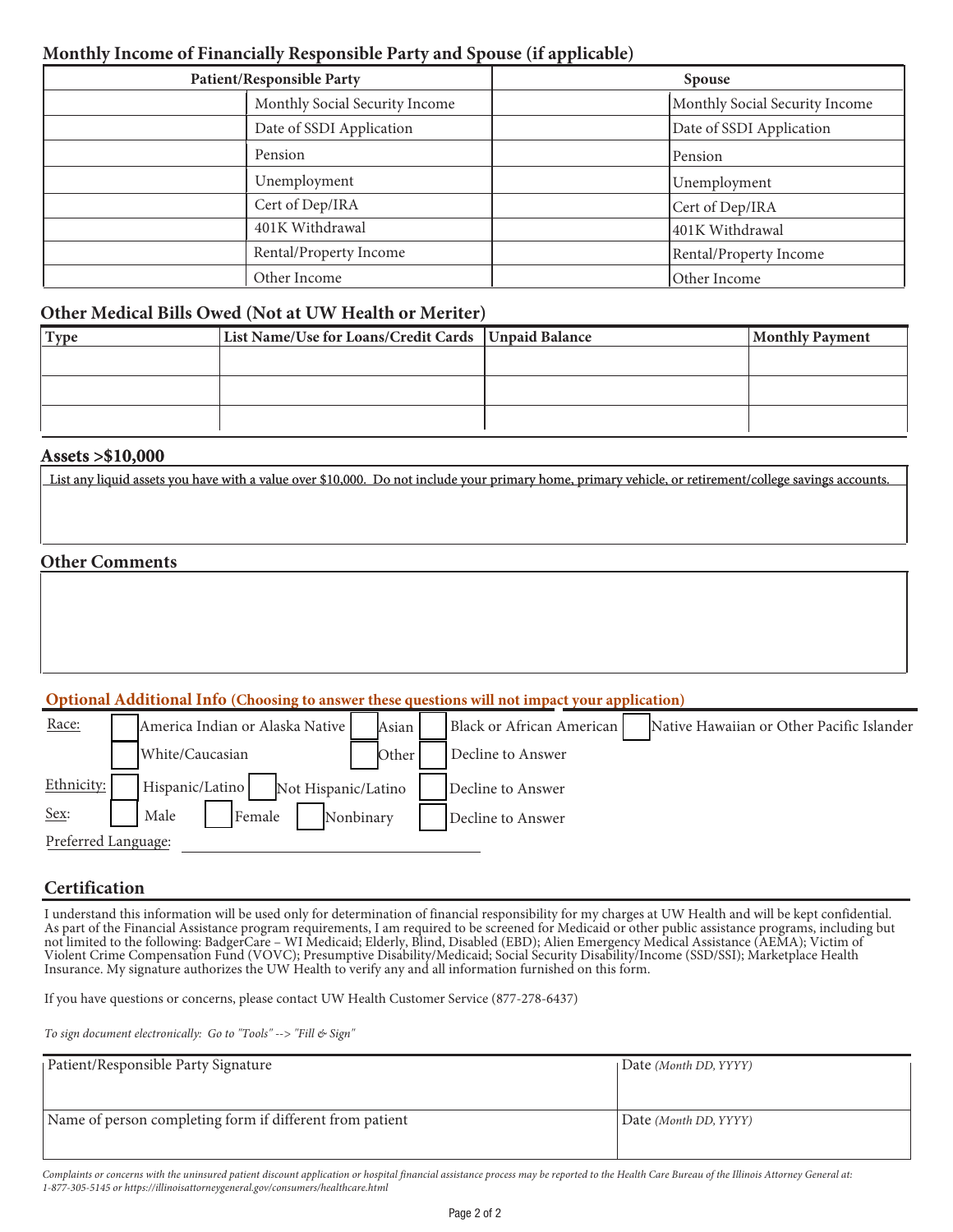## Monthly Income of Financially Responsible Party and Spouse (if applicable)

| Patient/Responsible Party | | Spouse | |
|---|---|---|---|
| | Monthly Social Security Income | | Monthly Social Security Income |
| | Date of SSDI Application | | Date of SSDI Application |
| | Pension | | Pension |
| | Unemployment | | Unemployment |
| | Cert of Dep/IRA | | Cert of Dep/IRA |
| | 401K Withdrawal | | 401K Withdrawal |
| | Rental/Property Income | | Rental/Property Income |
| | Other Income | | Other Income |

## Other Medical Bills Owed (Not at UW Health or Meriter)

| Type | List Name/Use for Loans/Credit Cards | Unpaid Balance | Monthly Payment |
|---|---|---|---|
| | | | |
| | | | |
| | | | |

## Assets >$10,000

List any liquid assets you have with a value over $10,000. Do not include your primary home, primary vehicle, or retirement/college savings accounts.

## Other Comments

## Optional Additional Info (Choosing to answer these questions will not impact your application)

Race: ☐ America Indian or Alaska Native ☐ Asian ☐ Black or African American ☐ Native Hawaiian or Other Pacific Islander ☐ White/Caucasian ☐ Other ☐ Decline to Answer

Ethnicity: ☐ Hispanic/Latino ☐ Not Hispanic/Latino ☐ Decline to Answer

Sex: ☐ Male ☐ Female ☐ Nonbinary ☐ Decline to Answer

Preferred Language: ______________________

## Certification

I understand this information will be used only for determination of financial responsibility for my charges at UW Health and will be kept confidential. As part of the Financial Assistance program requirements, I am required to be screened for Medicaid or other public assistance programs, including but not limited to the following: BadgerCare – WI Medicaid; Elderly, Blind, Disabled (EBD); Alien Emergency Medical Assistance (AEMA); Victim of Violent Crime Compensation Fund (VOVC); Presumptive Disability/Medicaid; Social Security Disability/Income (SSD/SSI); Marketplace Health Insurance. My signature authorizes the UW Health to verify any and all information furnished on this form.

If you have questions or concerns, please contact UW Health Customer Service (877-278-6437)

*To sign document electronically: Go to "Tools" --> "Fill & Sign"*

| | |
|---|---|
| Patient/Responsible Party Signature | Date *(Month DD, YYYY)* |
| Name of person completing form if different from patient | Date *(Month DD, YYYY)* |

*Complaints or concerns with the uninsured patient discount application or hospital financial assistance process may be reported to the Health Care Bureau of the Illinois Attorney General at: 1-877-305-5145 or https://illinoisattorneygeneral.gov/consumers/healthcare.html*